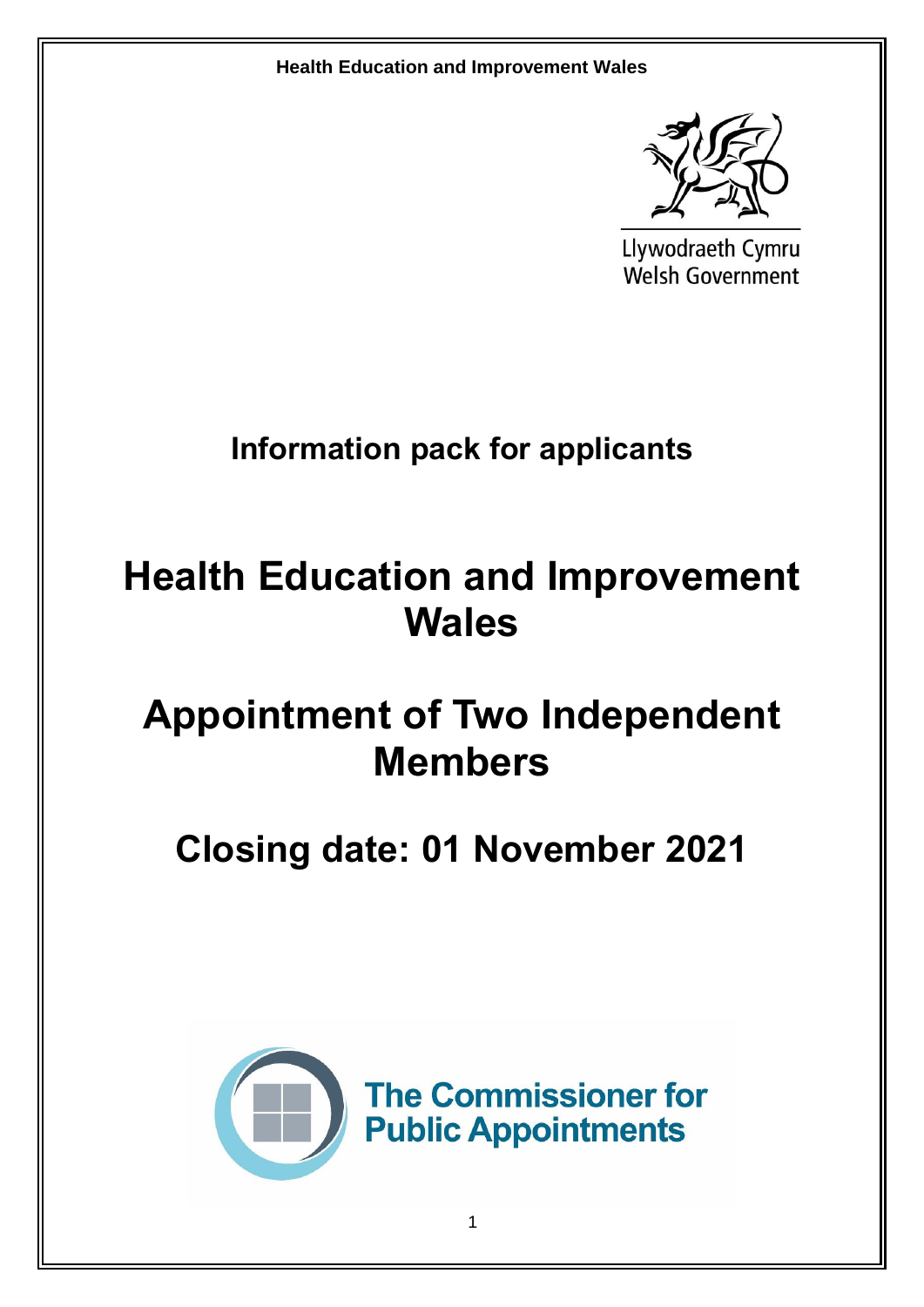Llywodraeth Cymru
Welsh Government

## Information pack for applicants

# Health Education and Improvement Wales

# Appointment of Two Independent Members

# Closing date: 01 November 2021

The Commissioner for Public Appointments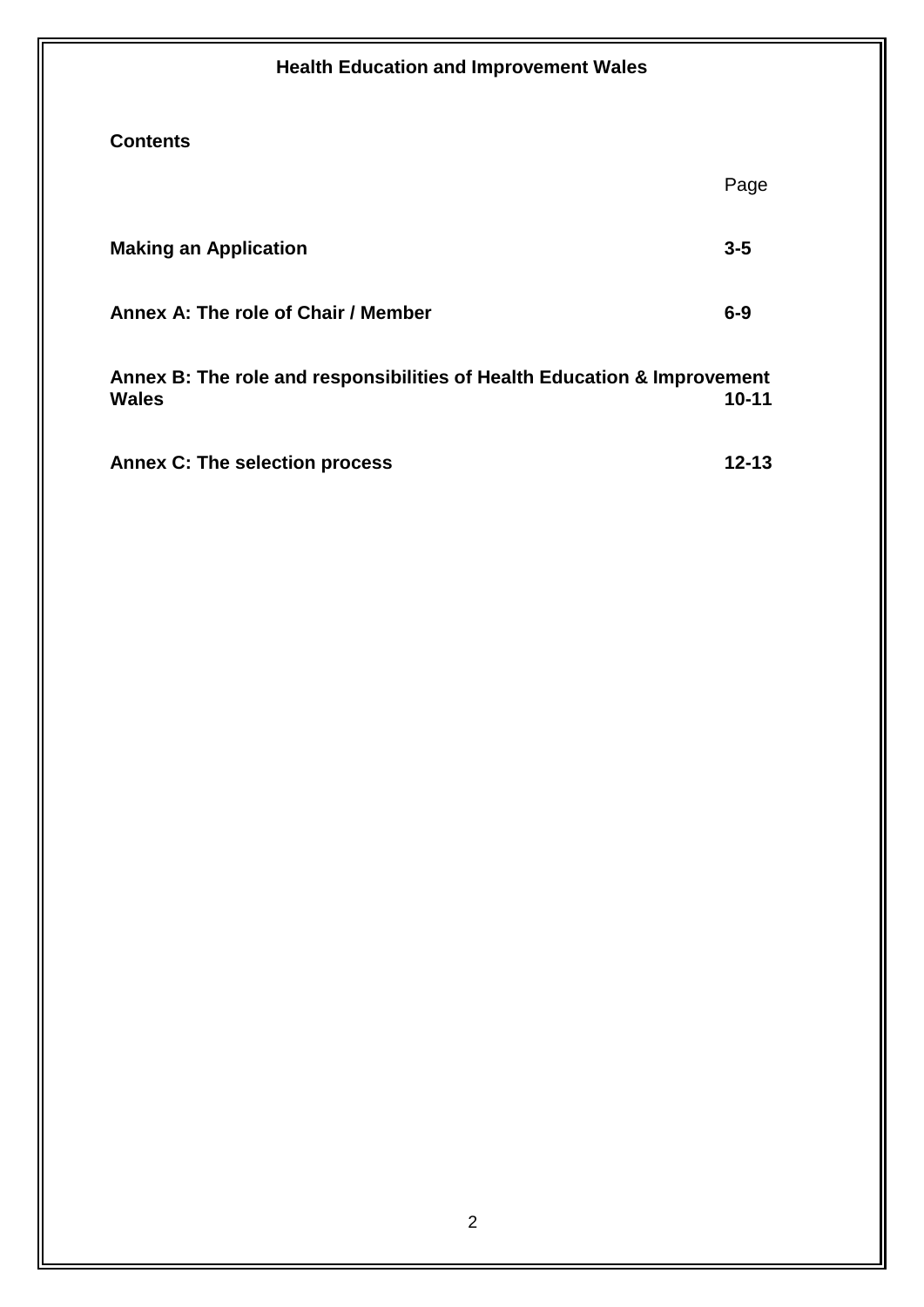**Health Education and Improvement Wales**

## Contents

| | Page |
|---|---|
| **Making an Application** | **3-5** |
| **Annex A: The role of Chair / Member** | **6-9** |
| **Annex B: The role and responsibilities of Health Education & Improvement Wales** | **10-11** |
| **Annex C: The selection process** | **12-13** |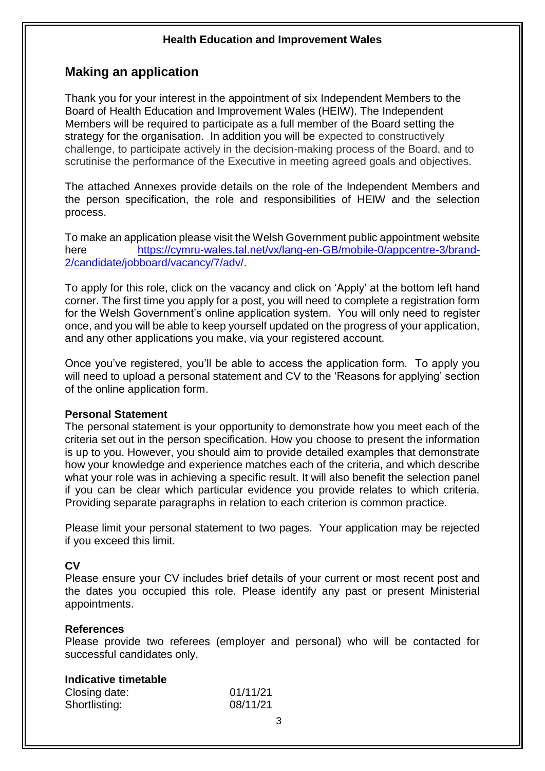**Health Education and Improvement Wales**

## Making an application

Thank you for your interest in the appointment of six Independent Members to the Board of Health Education and Improvement Wales (HEIW). The Independent Members will be required to participate as a full member of the Board setting the strategy for the organisation. In addition you will be expected to constructively challenge, to participate actively in the decision-making process of the Board, and to scrutinise the performance of the Executive in meeting agreed goals and objectives.

The attached Annexes provide details on the role of the Independent Members and the person specification, the role and responsibilities of HEIW and the selection process.

To make an application please visit the Welsh Government public appointment website here [https://cymru-wales.tal.net/vx/lang-en-GB/mobile-0/appcentre-3/brand-2/candidate/jobboard/vacancy/7/adv/](https://cymru-wales.tal.net/vx/lang-en-GB/mobile-0/appcentre-3/brand-2/candidate/jobboard/vacancy/7/adv/).

To apply for this role, click on the vacancy and click on 'Apply' at the bottom left hand corner. The first time you apply for a post, you will need to complete a registration form for the Welsh Government's online application system. You will only need to register once, and you will be able to keep yourself updated on the progress of your application, and any other applications you make, via your registered account.

Once you've registered, you'll be able to access the application form. To apply you will need to upload a personal statement and CV to the 'Reasons for applying' section of the online application form.

**Personal Statement**

The personal statement is your opportunity to demonstrate how you meet each of the criteria set out in the person specification. How you choose to present the information is up to you. However, you should aim to provide detailed examples that demonstrate how your knowledge and experience matches each of the criteria, and which describe what your role was in achieving a specific result. It will also benefit the selection panel if you can be clear which particular evidence you provide relates to which criteria. Providing separate paragraphs in relation to each criterion is common practice.

Please limit your personal statement to two pages. Your application may be rejected if you exceed this limit.

**CV**

Please ensure your CV includes brief details of your current or most recent post and the dates you occupied this role. Please identify any past or present Ministerial appointments.

**References**

Please provide two referees (employer and personal) who will be contacted for successful candidates only.

**Indicative timetable**

| | |
|---|---|
| Closing date: | 01/11/21 |
| Shortlisting: | 08/11/21 |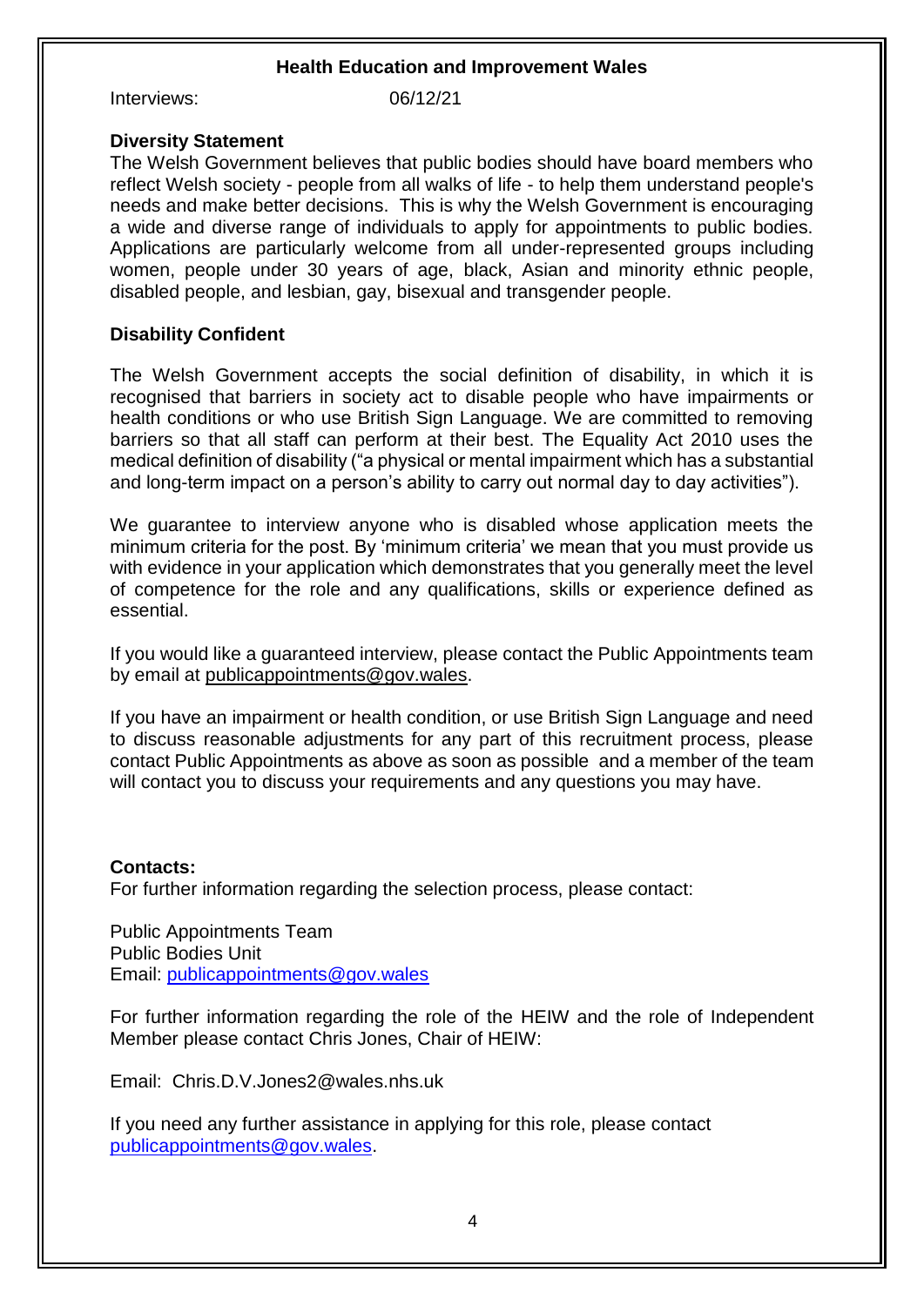**Health Education and Improvement Wales**

Interviews: 06/12/21

**Diversity Statement**

The Welsh Government believes that public bodies should have board members who reflect Welsh society - people from all walks of life - to help them understand people's needs and make better decisions. This is why the Welsh Government is encouraging a wide and diverse range of individuals to apply for appointments to public bodies. Applications are particularly welcome from all under-represented groups including women, people under 30 years of age, black, Asian and minority ethnic people, disabled people, and lesbian, gay, bisexual and transgender people.

**Disability Confident**

The Welsh Government accepts the social definition of disability, in which it is recognised that barriers in society act to disable people who have impairments or health conditions or who use British Sign Language. We are committed to removing barriers so that all staff can perform at their best. The Equality Act 2010 uses the medical definition of disability ("a physical or mental impairment which has a substantial and long-term impact on a person's ability to carry out normal day to day activities").

We guarantee to interview anyone who is disabled whose application meets the minimum criteria for the post. By 'minimum criteria' we mean that you must provide us with evidence in your application which demonstrates that you generally meet the level of competence for the role and any qualifications, skills or experience defined as essential.

If you would like a guaranteed interview, please contact the Public Appointments team by email at publicappointments@gov.wales.

If you have an impairment or health condition, or use British Sign Language and need to discuss reasonable adjustments for any part of this recruitment process, please contact Public Appointments as above as soon as possible and a member of the team will contact you to discuss your requirements and any questions you may have.

**Contacts:**

For further information regarding the selection process, please contact:

Public Appointments Team
Public Bodies Unit
Email: publicappointments@gov.wales

For further information regarding the role of the HEIW and the role of Independent Member please contact Chris Jones, Chair of HEIW:

Email: Chris.D.V.Jones2@wales.nhs.uk

If you need any further assistance in applying for this role, please contact publicappointments@gov.wales.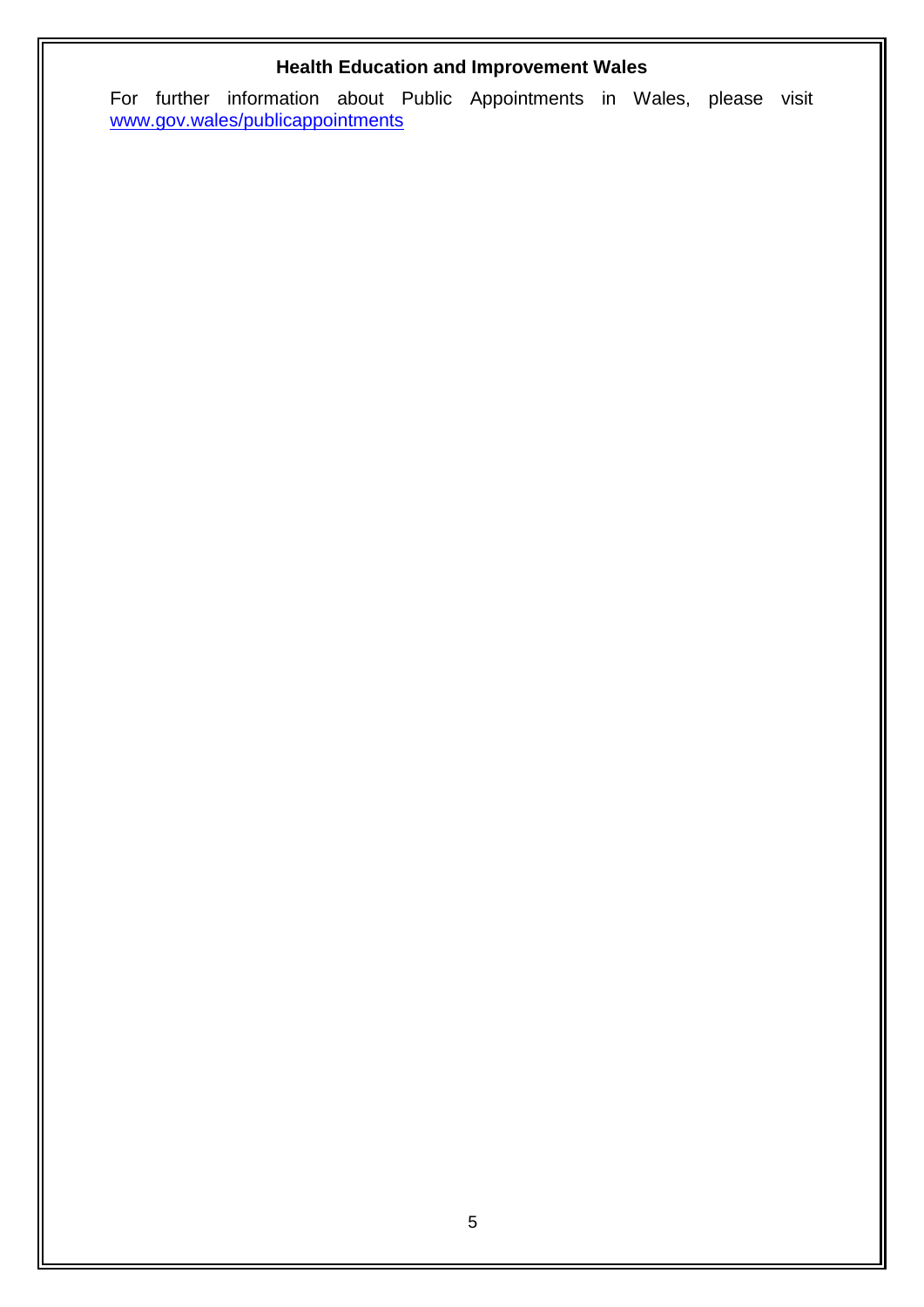**Health Education and Improvement Wales**

For further information about Public Appointments in Wales, please visit [www.gov.wales/publicappointments](www.gov.wales/publicappointments)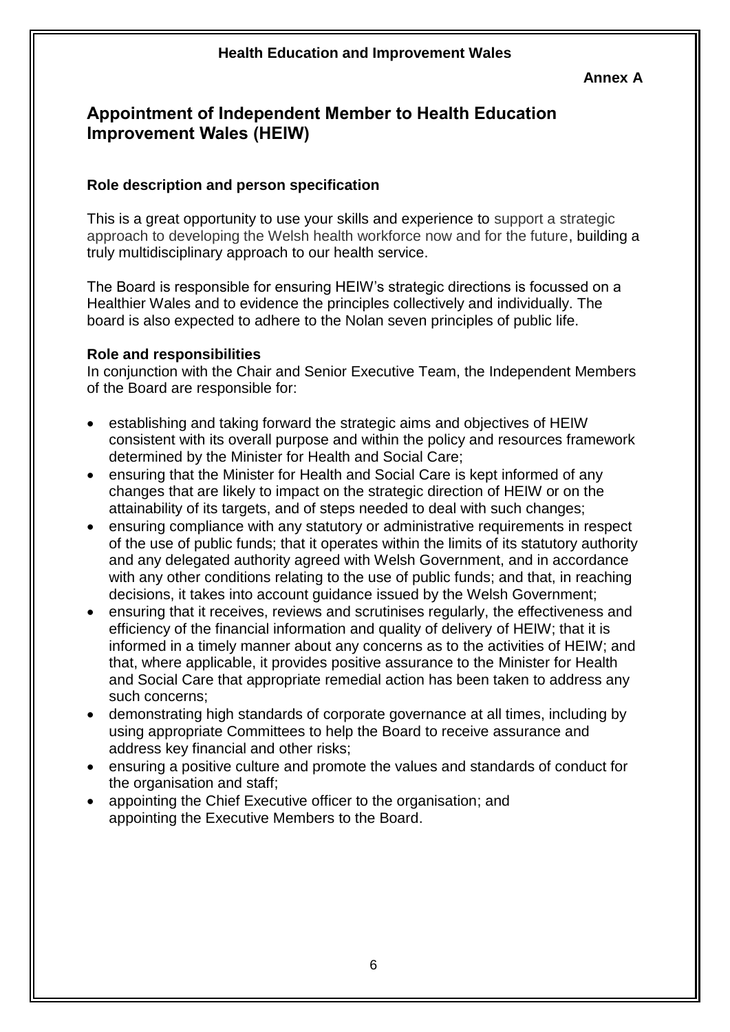**Health Education and Improvement Wales**

**Annex A**

## Appointment of Independent Member to Health Education Improvement Wales (HEIW)

### Role description and person specification

This is a great opportunity to use your skills and experience to support a strategic approach to developing the Welsh health workforce now and for the future, building a truly multidisciplinary approach to our health service.

The Board is responsible for ensuring HEIW's strategic directions is focussed on a Healthier Wales and to evidence the principles collectively and individually. The board is also expected to adhere to the Nolan seven principles of public life.

**Role and responsibilities**

In conjunction with the Chair and Senior Executive Team, the Independent Members of the Board are responsible for:

- establishing and taking forward the strategic aims and objectives of HEIW consistent with its overall purpose and within the policy and resources framework determined by the Minister for Health and Social Care;
- ensuring that the Minister for Health and Social Care is kept informed of any changes that are likely to impact on the strategic direction of HEIW or on the attainability of its targets, and of steps needed to deal with such changes;
- ensuring compliance with any statutory or administrative requirements in respect of the use of public funds; that it operates within the limits of its statutory authority and any delegated authority agreed with Welsh Government, and in accordance with any other conditions relating to the use of public funds; and that, in reaching decisions, it takes into account guidance issued by the Welsh Government;
- ensuring that it receives, reviews and scrutinises regularly, the effectiveness and efficiency of the financial information and quality of delivery of HEIW; that it is informed in a timely manner about any concerns as to the activities of HEIW; and that, where applicable, it provides positive assurance to the Minister for Health and Social Care that appropriate remedial action has been taken to address any such concerns;
- demonstrating high standards of corporate governance at all times, including by using appropriate Committees to help the Board to receive assurance and address key financial and other risks;
- ensuring a positive culture and promote the values and standards of conduct for the organisation and staff;
- appointing the Chief Executive officer to the organisation; and appointing the Executive Members to the Board.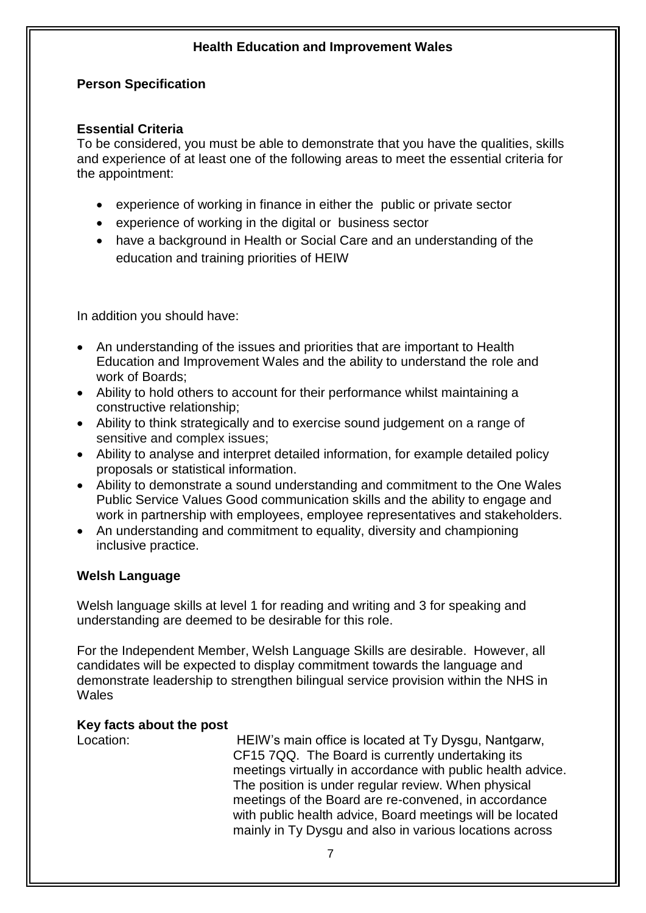**Health Education and Improvement Wales**

**Person Specification**

**Essential Criteria**

To be considered, you must be able to demonstrate that you have the qualities, skills and experience of at least one of the following areas to meet the essential criteria for the appointment:

- experience of working in finance in either the public or private sector
- experience of working in the digital or business sector
- have a background in Health or Social Care and an understanding of the education and training priorities of HEIW

In addition you should have:

- An understanding of the issues and priorities that are important to Health Education and Improvement Wales and the ability to understand the role and work of Boards;
- Ability to hold others to account for their performance whilst maintaining a constructive relationship;
- Ability to think strategically and to exercise sound judgement on a range of sensitive and complex issues;
- Ability to analyse and interpret detailed information, for example detailed policy proposals or statistical information.
- Ability to demonstrate a sound understanding and commitment to the One Wales Public Service Values Good communication skills and the ability to engage and work in partnership with employees, employee representatives and stakeholders.
- An understanding and commitment to equality, diversity and championing inclusive practice.

**Welsh Language**

Welsh language skills at level 1 for reading and writing and 3 for speaking and understanding are deemed to be desirable for this role.

For the Independent Member, Welsh Language Skills are desirable. However, all candidates will be expected to display commitment towards the language and demonstrate leadership to strengthen bilingual service provision within the NHS in Wales

**Key facts about the post**

Location: HEIW's main office is located at Ty Dysgu, Nantgarw, CF15 7QQ. The Board is currently undertaking its meetings virtually in accordance with public health advice. The position is under regular review. When physical meetings of the Board are re-convened, in accordance with public health advice, Board meetings will be located mainly in Ty Dysgu and also in various locations across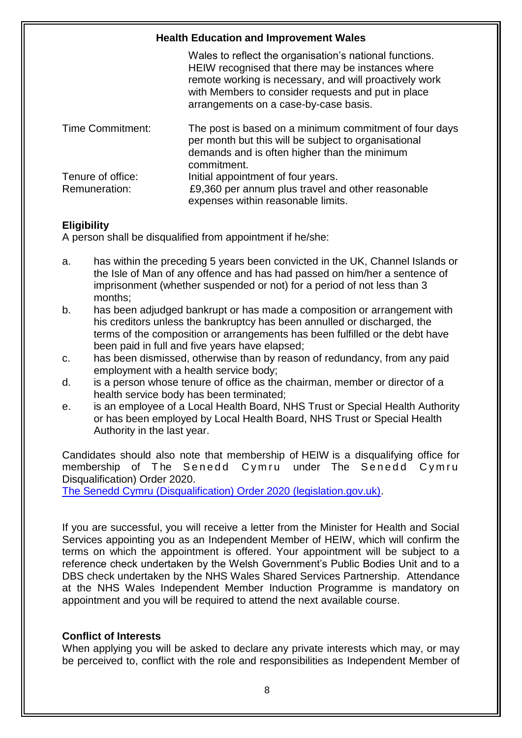Wales to reflect the organisation's national functions. HEIW recognised that there may be instances where remote working is necessary, and will proactively work with Members to consider requests and put in place arrangements on a case-by-case basis.

| | |
|---|---|
| Time Commitment: | The post is based on a minimum commitment of four days per month but this will be subject to organisational demands and is often higher than the minimum commitment. |
| Tenure of office: | Initial appointment of four years. |
| Remuneration: | £9,360 per annum plus travel and other reasonable expenses within reasonable limits. |

**Eligibility**

A person shall be disqualified from appointment if he/she:

a. has within the preceding 5 years been convicted in the UK, Channel Islands or the Isle of Man of any offence and has had passed on him/her a sentence of imprisonment (whether suspended or not) for a period of not less than 3 months;
b. has been adjudged bankrupt or has made a composition or arrangement with his creditors unless the bankruptcy has been annulled or discharged, the terms of the composition or arrangements has been fulfilled or the debt have been paid in full and five years have elapsed;
c. has been dismissed, otherwise than by reason of redundancy, from any paid employment with a health service body;
d. is a person whose tenure of office as the chairman, member or director of a health service body has been terminated;
e. is an employee of a Local Health Board, NHS Trust or Special Health Authority or has been employed by Local Health Board, NHS Trust or Special Health Authority in the last year.

Candidates should also note that membership of HEIW is a disqualifying office for membership of The Senedd Cymru under The Senedd Cymru Disqualification) Order 2020.
[The Senedd Cymru (Disqualification) Order 2020 (legislation.gov.uk)](https://www.legislation.gov.uk).

If you are successful, you will receive a letter from the Minister for Health and Social Services appointing you as an Independent Member of HEIW, which will confirm the terms on which the appointment is offered. Your appointment will be subject to a reference check undertaken by the Welsh Government's Public Bodies Unit and to a DBS check undertaken by the NHS Wales Shared Services Partnership. Attendance at the NHS Wales Independent Member Induction Programme is mandatory on appointment and you will be required to attend the next available course.

**Conflict of Interests**

When applying you will be asked to declare any private interests which may, or may be perceived to, conflict with the role and responsibilities as Independent Member of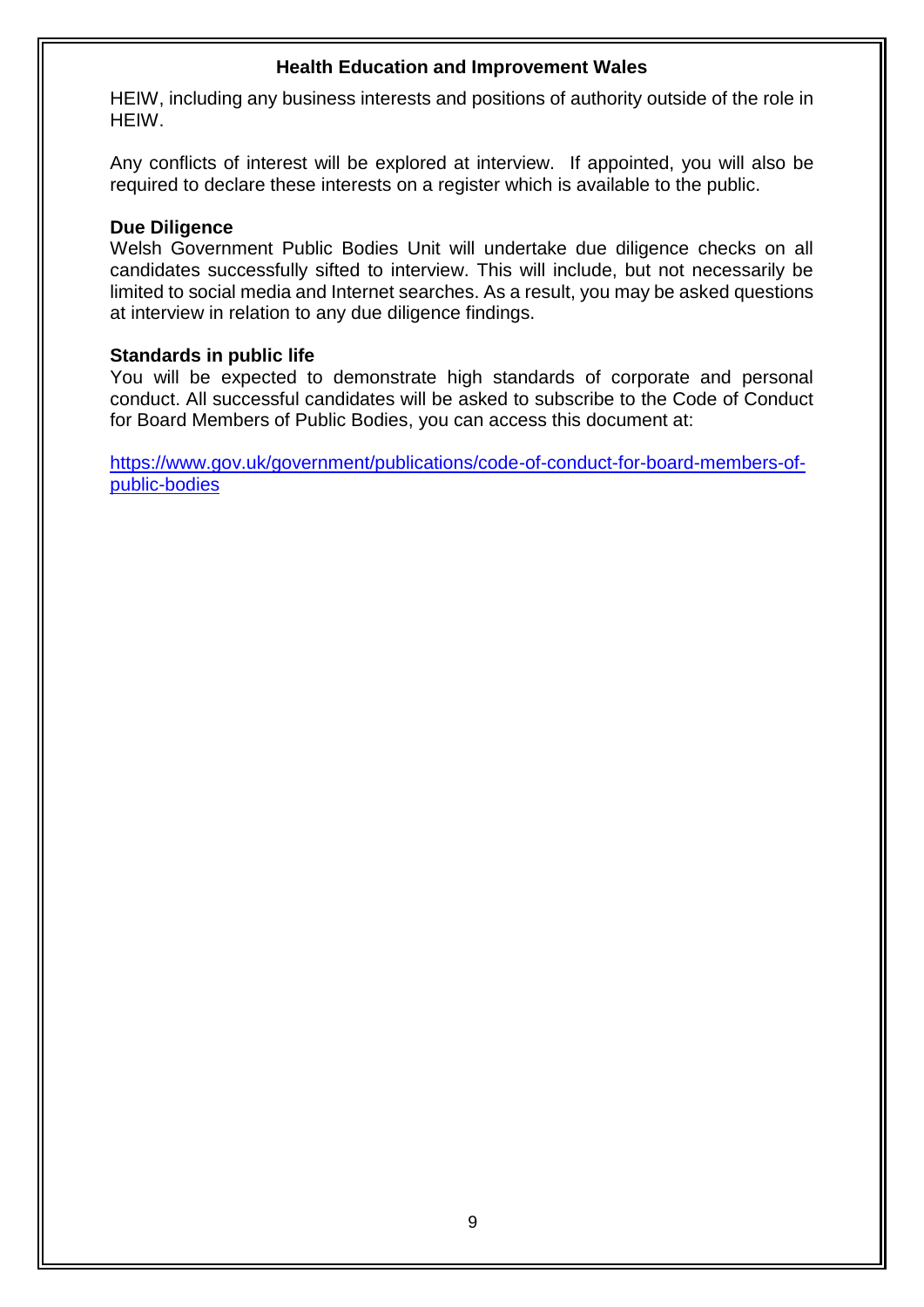HEIW, including any business interests and positions of authority outside of the role in HEIW.

Any conflicts of interest will be explored at interview. If appointed, you will also be required to declare these interests on a register which is available to the public.

**Due Diligence**

Welsh Government Public Bodies Unit will undertake due diligence checks on all candidates successfully sifted to interview. This will include, but not necessarily be limited to social media and Internet searches. As a result, you may be asked questions at interview in relation to any due diligence findings.

**Standards in public life**

You will be expected to demonstrate high standards of corporate and personal conduct. All successful candidates will be asked to subscribe to the Code of Conduct for Board Members of Public Bodies, you can access this document at:

[https://www.gov.uk/government/publications/code-of-conduct-for-board-members-of-public-bodies](https://www.gov.uk/government/publications/code-of-conduct-for-board-members-of-public-bodies)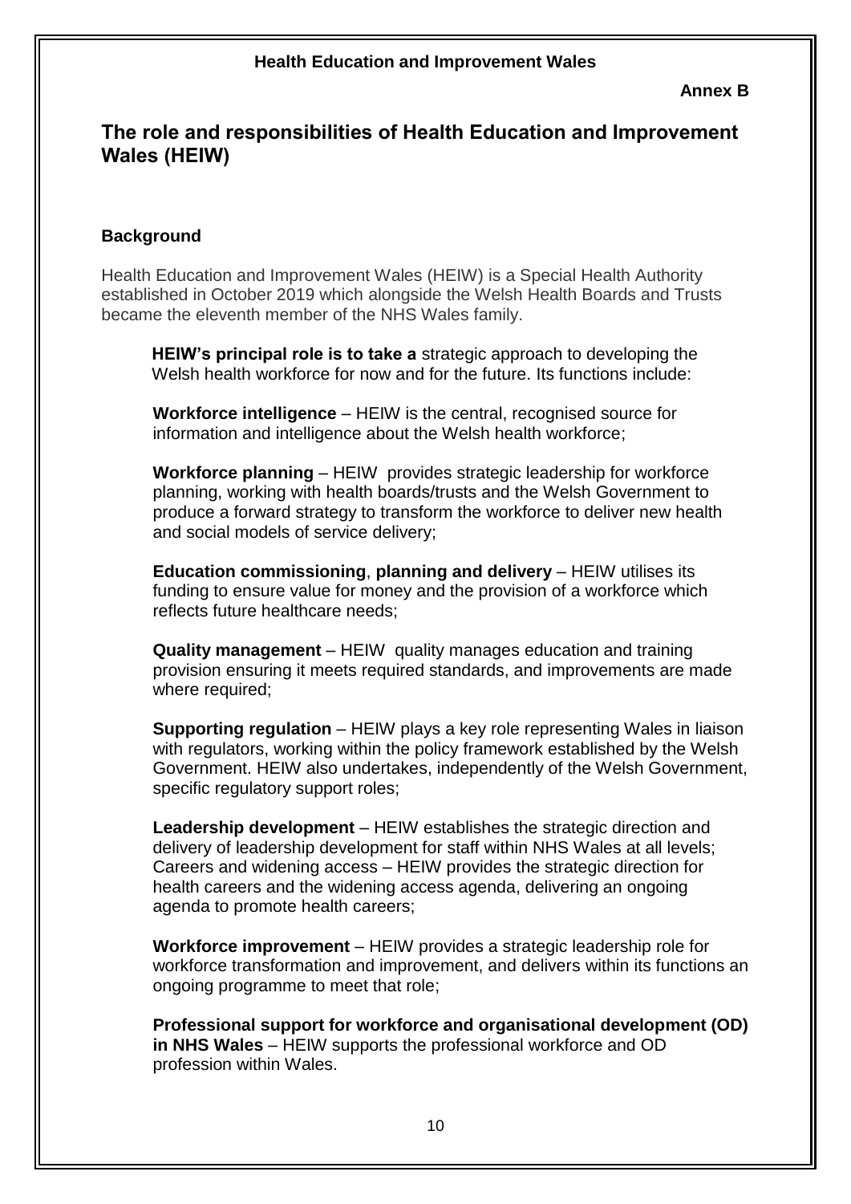**Annex B**

# The role and responsibilities of Health Education and Improvement Wales (HEIW)

## Background

Health Education and Improvement Wales (HEIW) is a Special Health Authority established in October 2019 which alongside the Welsh Health Boards and Trusts became the eleventh member of the NHS Wales family.

**HEIW's principal role is to take a** strategic approach to developing the Welsh health workforce for now and for the future. Its functions include:

**Workforce intelligence** – HEIW is the central, recognised source for information and intelligence about the Welsh health workforce;

**Workforce planning** – HEIW provides strategic leadership for workforce planning, working with health boards/trusts and the Welsh Government to produce a forward strategy to transform the workforce to deliver new health and social models of service delivery;

**Education commissioning**, **planning and delivery** – HEIW utilises its funding to ensure value for money and the provision of a workforce which reflects future healthcare needs;

**Quality management** – HEIW quality manages education and training provision ensuring it meets required standards, and improvements are made where required;

**Supporting regulation** – HEIW plays a key role representing Wales in liaison with regulators, working within the policy framework established by the Welsh Government. HEIW also undertakes, independently of the Welsh Government, specific regulatory support roles;

**Leadership development** – HEIW establishes the strategic direction and delivery of leadership development for staff within NHS Wales at all levels; Careers and widening access – HEIW provides the strategic direction for health careers and the widening access agenda, delivering an ongoing agenda to promote health careers;

**Workforce improvement** – HEIW provides a strategic leadership role for workforce transformation and improvement, and delivers within its functions an ongoing programme to meet that role;

**Professional support for workforce and organisational development (OD) in NHS Wales** – HEIW supports the professional workforce and OD profession within Wales.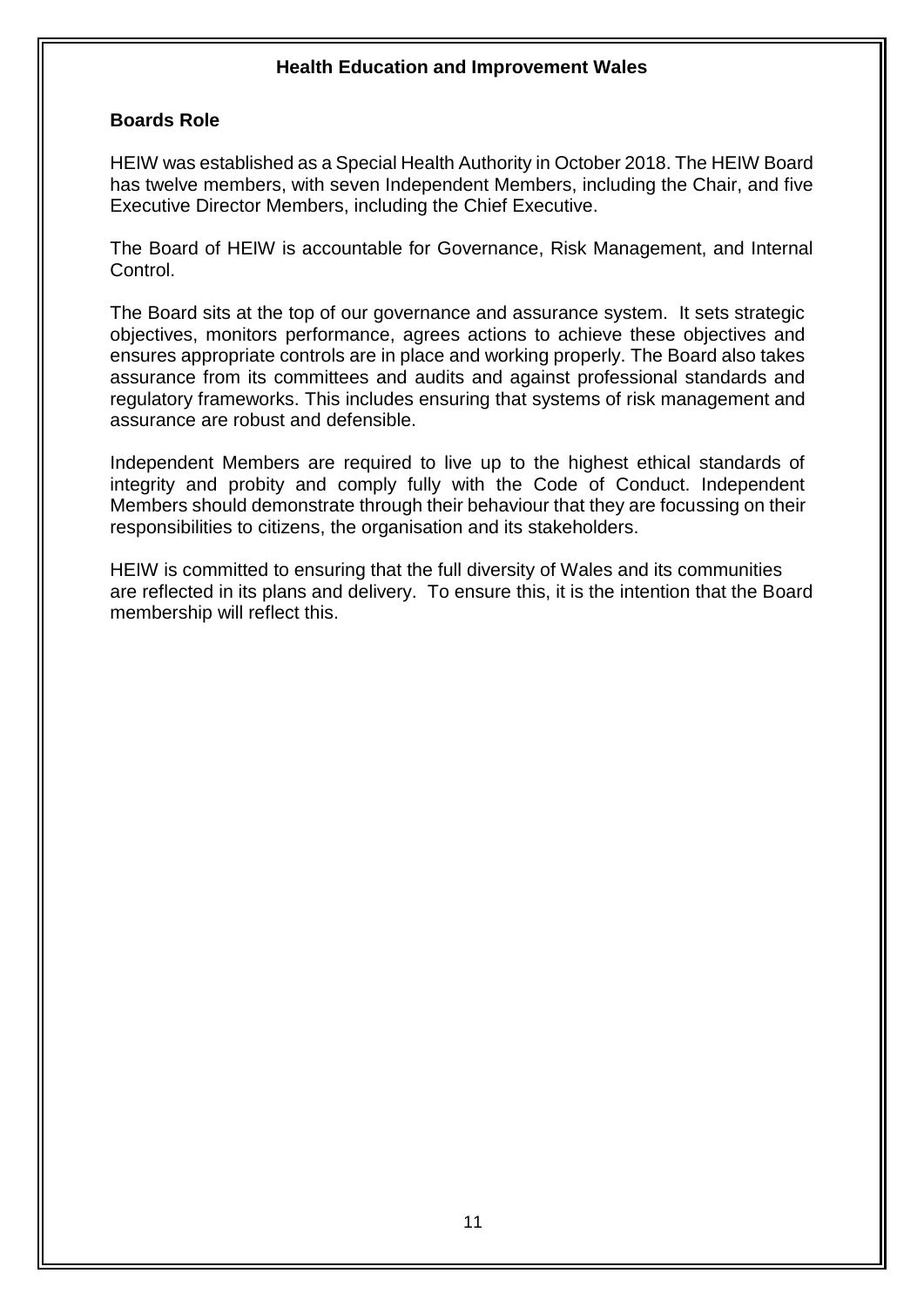**Health Education and Improvement Wales**

## Boards Role

HEIW was established as a Special Health Authority in October 2018. The HEIW Board has twelve members, with seven Independent Members, including the Chair, and five Executive Director Members, including the Chief Executive.

The Board of HEIW is accountable for Governance, Risk Management, and Internal Control.

The Board sits at the top of our governance and assurance system. It sets strategic objectives, monitors performance, agrees actions to achieve these objectives and ensures appropriate controls are in place and working properly. The Board also takes assurance from its committees and audits and against professional standards and regulatory frameworks. This includes ensuring that systems of risk management and assurance are robust and defensible.

Independent Members are required to live up to the highest ethical standards of integrity and probity and comply fully with the Code of Conduct. Independent Members should demonstrate through their behaviour that they are focussing on their responsibilities to citizens, the organisation and its stakeholders.

HEIW is committed to ensuring that the full diversity of Wales and its communities are reflected in its plans and delivery. To ensure this, it is the intention that the Board membership will reflect this.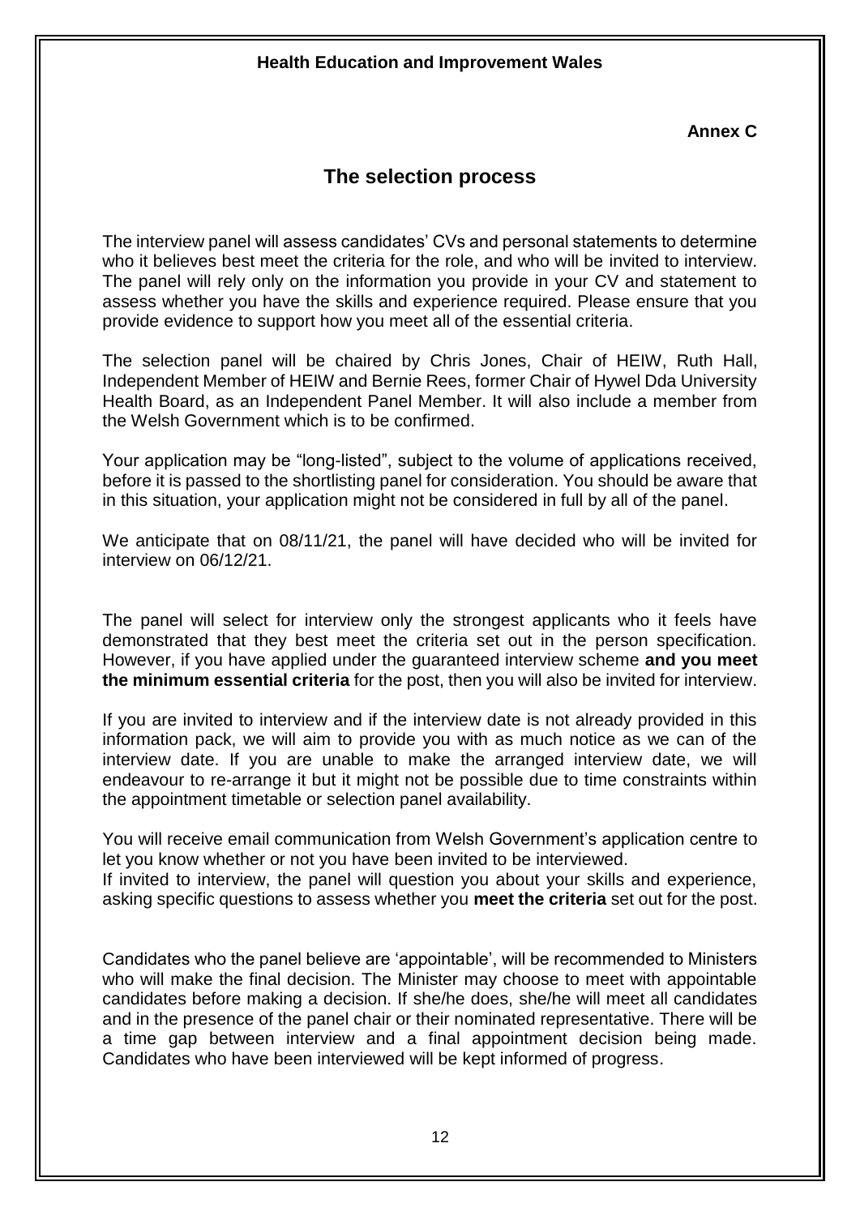**Annex C**

## The selection process

The interview panel will assess candidates' CVs and personal statements to determine who it believes best meet the criteria for the role, and who will be invited to interview. The panel will rely only on the information you provide in your CV and statement to assess whether you have the skills and experience required. Please ensure that you provide evidence to support how you meet all of the essential criteria.

The selection panel will be chaired by Chris Jones, Chair of HEIW, Ruth Hall, Independent Member of HEIW and Bernie Rees, former Chair of Hywel Dda University Health Board, as an Independent Panel Member. It will also include a member from the Welsh Government which is to be confirmed.

Your application may be "long-listed", subject to the volume of applications received, before it is passed to the shortlisting panel for consideration. You should be aware that in this situation, your application might not be considered in full by all of the panel.

We anticipate that on 08/11/21, the panel will have decided who will be invited for interview on 06/12/21.

The panel will select for interview only the strongest applicants who it feels have demonstrated that they best meet the criteria set out in the person specification. However, if you have applied under the guaranteed interview scheme **and you meet the minimum essential criteria** for the post, then you will also be invited for interview.

If you are invited to interview and if the interview date is not already provided in this information pack, we will aim to provide you with as much notice as we can of the interview date. If you are unable to make the arranged interview date, we will endeavour to re-arrange it but it might not be possible due to time constraints within the appointment timetable or selection panel availability.

You will receive email communication from Welsh Government's application centre to let you know whether or not you have been invited to be interviewed.
If invited to interview, the panel will question you about your skills and experience, asking specific questions to assess whether you **meet the criteria** set out for the post.

Candidates who the panel believe are 'appointable', will be recommended to Ministers who will make the final decision. The Minister may choose to meet with appointable candidates before making a decision. If she/he does, she/he will meet all candidates and in the presence of the panel chair or their nominated representative. There will be a time gap between interview and a final appointment decision being made. Candidates who have been interviewed will be kept informed of progress.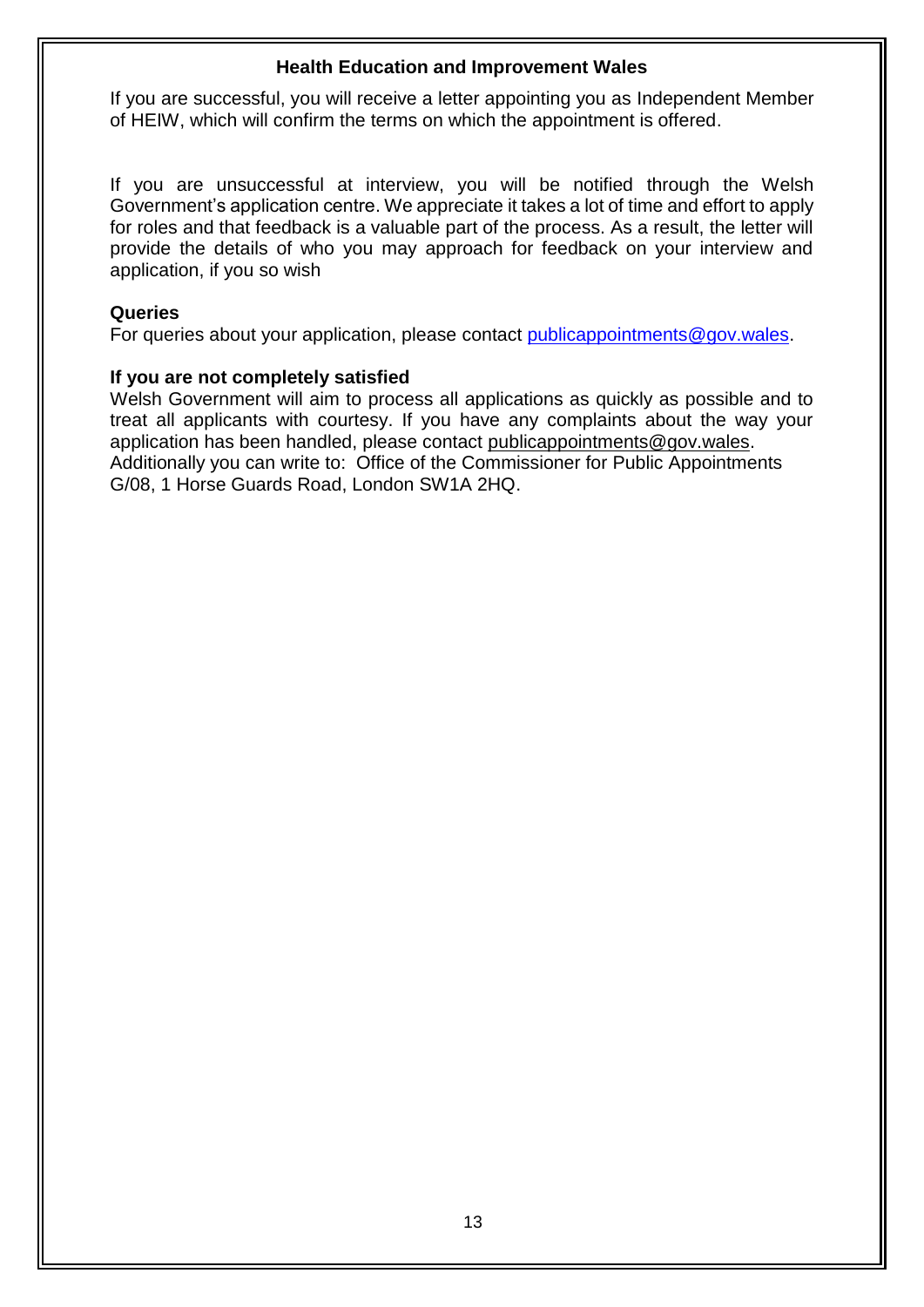**Health Education and Improvement Wales**

If you are successful, you will receive a letter appointing you as Independent Member of HEIW, which will confirm the terms on which the appointment is offered.

If you are unsuccessful at interview, you will be notified through the Welsh Government's application centre. We appreciate it takes a lot of time and effort to apply for roles and that feedback is a valuable part of the process. As a result, the letter will provide the details of who you may approach for feedback on your interview and application, if you so wish

**Queries**

For queries about your application, please contact publicappointments@gov.wales.

**If you are not completely satisfied**

Welsh Government will aim to process all applications as quickly as possible and to treat all applicants with courtesy. If you have any complaints about the way your application has been handled, please contact publicappointments@gov.wales.
Additionally you can write to: Office of the Commissioner for Public Appointments G/08, 1 Horse Guards Road, London SW1A 2HQ.